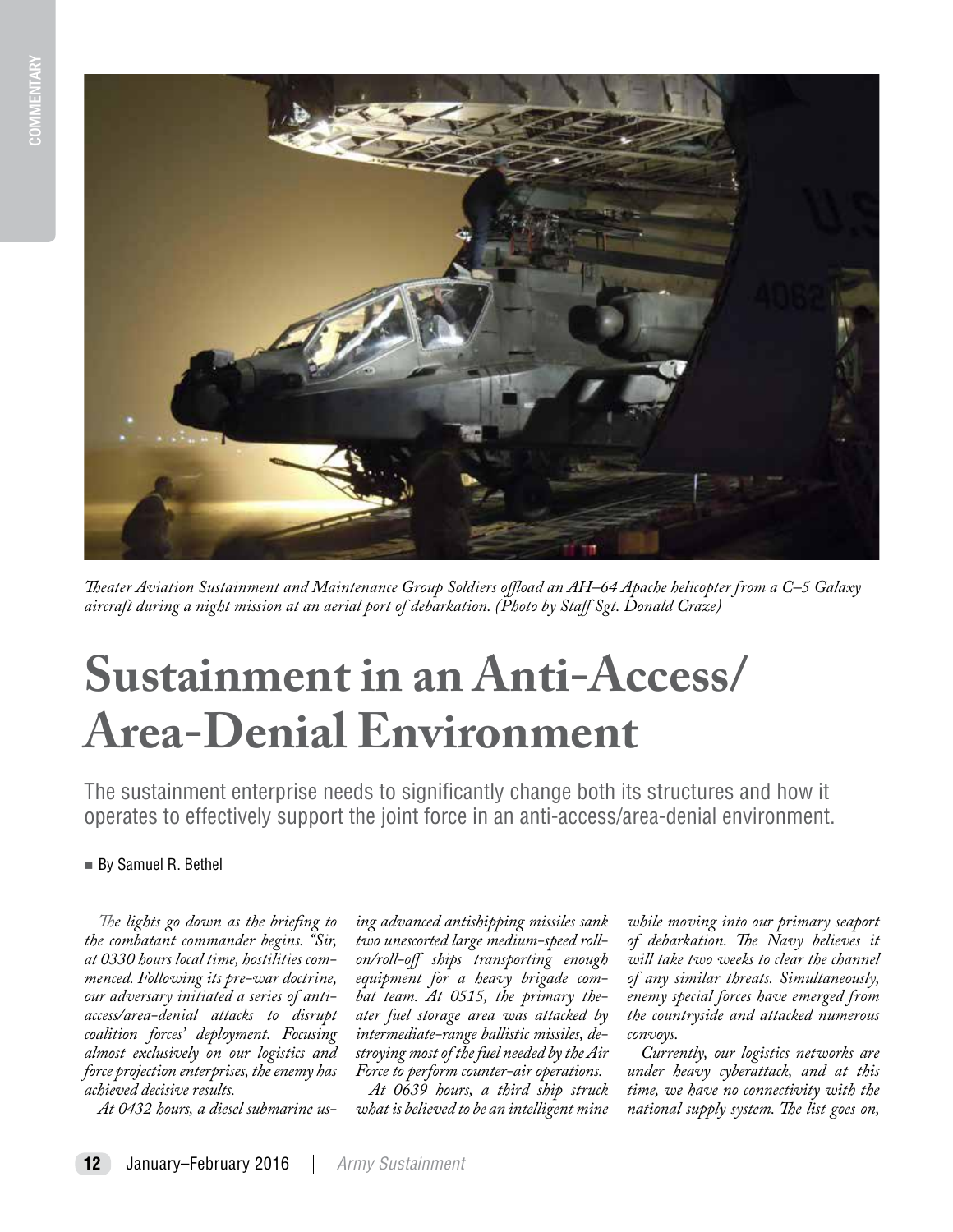*Theater Aviation Sustainment and Maintenance Group Soldiers offload an AH–64 Apache helicopter from a C–5 Galaxy aircraft during a night mission at an aerial port of debarkation. (Photo by Staff Sgt. Donald Craze)*

# Sustainment in an Anti-Access/ Area-Denial Environment

The sustainment enterprise needs to significantly change both its structures and how it operates to effectively support the joint force in an anti-access/area-denial environment.

■ By Samuel R. Bethel

*The lights go down as the briefing to the combatant commander begins. "Sir, at 0330 hours local time, hostilities commenced. Following its pre-war doctrine, our adversary initiated a series of anti-access/area-denial attacks to disrupt coalition forces' deployment. Focusing almost exclusively on our logistics and force projection enterprises, the enemy has achieved decisive results.*

*At 0432 hours, a diesel submarine using advanced antishipping missiles sank two unescorted large medium-speed roll-on/roll-off ships transporting enough equipment for a heavy brigade combat team. At 0515, the primary theater fuel storage area was attacked by intermediate-range ballistic missiles, destroying most of the fuel needed by the Air Force to perform counter-air operations.*

*At 0639 hours, a third ship struck what is believed to be an intelligent mine while moving into our primary seaport of debarkation. The Navy believes it will take two weeks to clear the channel of any similar threats. Simultaneously, enemy special forces have emerged from the countryside and attacked numerous convoys.*

*Currently, our logistics networks are under heavy cyberattack, and at this time, we have no connectivity with the national supply system. The list goes on,*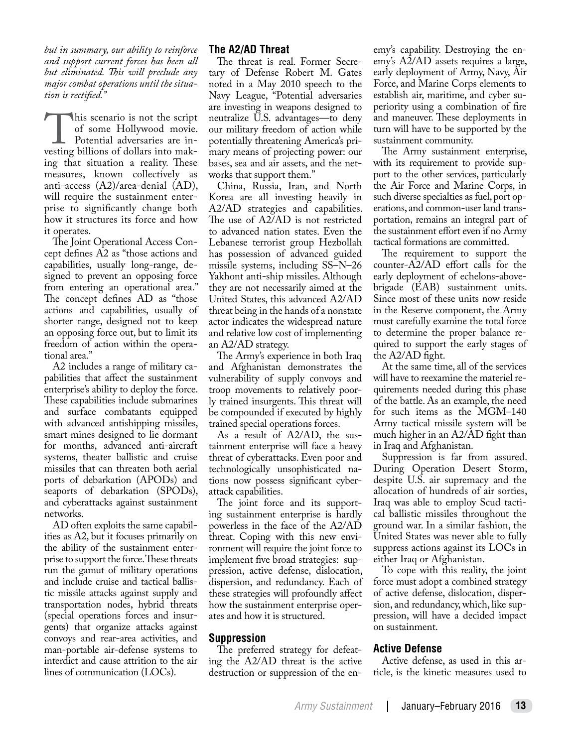*but in summary, our ability to reinforce and support current forces has been all but eliminated. This will preclude any major combat operations until the situation is rectified."*

This scenario is not the script of some Hollywood movie. Potential adversaries are investing billions of dollars into making that situation a reality. These measures, known collectively as anti-access (A2)/area-denial (AD), will require the sustainment enterprise to significantly change both how it structures its force and how it operates.

The Joint Operational Access Concept defines A2 as "those actions and capabilities, usually long-range, designed to prevent an opposing force from entering an operational area." The concept defines AD as "those actions and capabilities, usually of shorter range, designed not to keep an opposing force out, but to limit its freedom of action within the operational area."

A2 includes a range of military capabilities that affect the sustainment enterprise's ability to deploy the force. These capabilities include submarines and surface combatants equipped with advanced antishipping missiles, smart mines designed to lie dormant for months, advanced anti-aircraft systems, theater ballistic and cruise missiles that can threaten both aerial ports of debarkation (APODs) and seaports of debarkation (SPODs), and cyberattacks against sustainment networks.

AD often exploits the same capabilities as A2, but it focuses primarily on the ability of the sustainment enterprise to support the force. These threats run the gamut of military operations and include cruise and tactical ballistic missile attacks against supply and transportation nodes, hybrid threats (special operations forces and insurgents) that organize attacks against convoys and rear-area activities, and man-portable air-defense systems to interdict and cause attrition to the air lines of communication (LOCs).

## The A2/AD Threat

The threat is real. Former Secretary of Defense Robert M. Gates noted in a May 2010 speech to the Navy League, "Potential adversaries are investing in weapons designed to neutralize U.S. advantages—to deny our military freedom of action while potentially threatening America's primary means of projecting power: our bases, sea and air assets, and the networks that support them."

China, Russia, Iran, and North Korea are all investing heavily in A2/AD strategies and capabilities. The use of A2/AD is not restricted to advanced nation states. Even the Lebanese terrorist group Hezbollah has possession of advanced guided missile systems, including SS–N–26 Yakhont anti-ship missiles. Although they are not necessarily aimed at the United States, this advanced A2/AD threat being in the hands of a nonstate actor indicates the widespread nature and relative low cost of implementing an A2/AD strategy.

The Army's experience in both Iraq and Afghanistan demonstrates the vulnerability of supply convoys and troop movements to relatively poorly trained insurgents. This threat will be compounded if executed by highly trained special operations forces.

As a result of A2/AD, the sustainment enterprise will face a heavy threat of cyberattacks. Even poor and technologically unsophisticated nations now possess significant cyberattack capabilities.

The joint force and its supporting sustainment enterprise is hardly powerless in the face of the A2/AD threat. Coping with this new environment will require the joint force to implement five broad strategies: suppression, active defense, dislocation, dispersion, and redundancy. Each of these strategies will profoundly affect how the sustainment enterprise operates and how it is structured.

## Suppression

The preferred strategy for defeating the A2/AD threat is the active destruction or suppression of the enemy's capability. Destroying the enemy's A2/AD assets requires a large, early deployment of Army, Navy, Air Force, and Marine Corps elements to establish air, maritime, and cyber superiority using a combination of fire and maneuver. These deployments in turn will have to be supported by the sustainment community.

The Army sustainment enterprise, with its requirement to provide support to the other services, particularly the Air Force and Marine Corps, in such diverse specialties as fuel, port operations, and common-user land transportation, remains an integral part of the sustainment effort even if no Army tactical formations are committed.

The requirement to support the counter-A2/AD effort calls for the early deployment of echelons-above-brigade (EAB) sustainment units. Since most of these units now reside in the Reserve component, the Army must carefully examine the total force to determine the proper balance required to support the early stages of the A2/AD fight.

At the same time, all of the services will have to reexamine the materiel requirements needed during this phase of the battle. As an example, the need for such items as the MGM–140 Army tactical missile system will be much higher in an A2/AD fight than in Iraq and Afghanistan.

Suppression is far from assured. During Operation Desert Storm, despite U.S. air supremacy and the allocation of hundreds of air sorties, Iraq was able to employ Scud tactical ballistic missiles throughout the ground war. In a similar fashion, the United States was never able to fully suppress actions against its LOCs in either Iraq or Afghanistan.

To cope with this reality, the joint force must adopt a combined strategy of active defense, dislocation, dispersion, and redundancy, which, like suppression, will have a decided impact on sustainment.

## Active Defense

Active defense, as used in this article, is the kinetic measures used to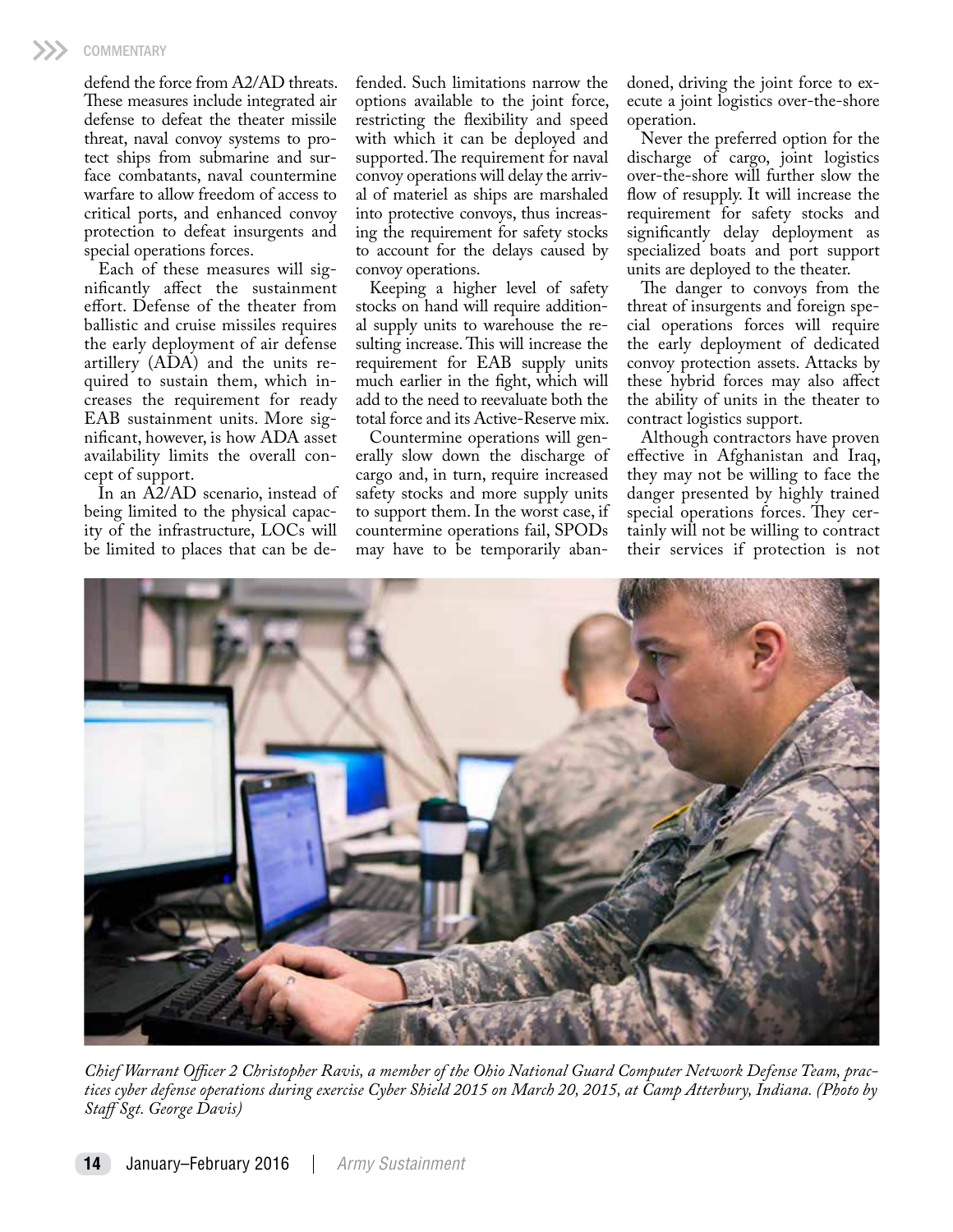defend the force from A2/AD threats. These measures include integrated air defense to defeat the theater missile threat, naval convoy systems to protect ships from submarine and surface combatants, naval countermine warfare to allow freedom of access to critical ports, and enhanced convoy protection to defeat insurgents and special operations forces.

Each of these measures will significantly affect the sustainment effort. Defense of the theater from ballistic and cruise missiles requires the early deployment of air defense artillery (ADA) and the units required to sustain them, which increases the requirement for ready EAB sustainment units. More significant, however, is how ADA asset availability limits the overall concept of support.

In an A2/AD scenario, instead of being limited to the physical capacity of the infrastructure, LOCs will be limited to places that can be defended. Such limitations narrow the options available to the joint force, restricting the flexibility and speed with which it can be deployed and supported. The requirement for naval convoy operations will delay the arrival of materiel as ships are marshaled into protective convoys, thus increasing the requirement for safety stocks to account for the delays caused by convoy operations.

Keeping a higher level of safety stocks on hand will require additional supply units to warehouse the resulting increase. This will increase the requirement for EAB supply units much earlier in the fight, which will add to the need to reevaluate both the total force and its Active-Reserve mix.

Countermine operations will generally slow down the discharge of cargo and, in turn, require increased safety stocks and more supply units to support them. In the worst case, if countermine operations fail, SPODs may have to be temporarily abandoned, driving the joint force to execute a joint logistics over-the-shore operation.

Never the preferred option for the discharge of cargo, joint logistics over-the-shore will further slow the flow of resupply. It will increase the requirement for safety stocks and significantly delay deployment as specialized boats and port support units are deployed to the theater.

The danger to convoys from the threat of insurgents and foreign special operations forces will require the early deployment of dedicated convoy protection assets. Attacks by these hybrid forces may also affect the ability of units in the theater to contract logistics support.

Although contractors have proven effective in Afghanistan and Iraq, they may not be willing to face the danger presented by highly trained special operations forces. They certainly will not be willing to contract their services if protection is not

*Chief Warrant Officer 2 Christopher Ravis, a member of the Ohio National Guard Computer Network Defense Team, practices cyber defense operations during exercise Cyber Shield 2015 on March 20, 2015, at Camp Atterbury, Indiana. (Photo by Staff Sgt. George Davis)*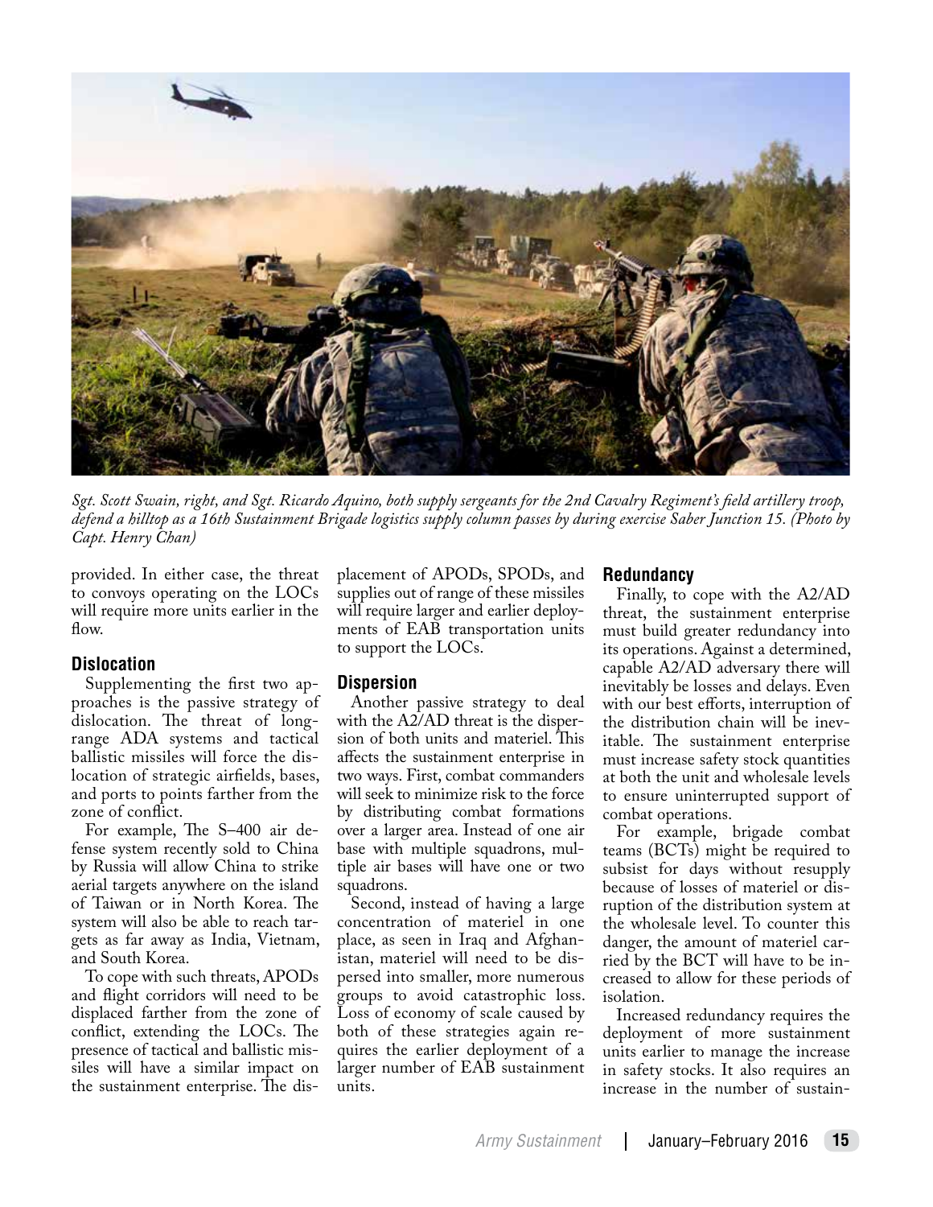*Sgt. Scott Swain, right, and Sgt. Ricardo Aquino, both supply sergeants for the 2nd Cavalry Regiment's field artillery troop, defend a hilltop as a 16th Sustainment Brigade logistics supply column passes by during exercise Saber Junction 15. (Photo by Capt. Henry Chan)*

provided. In either case, the threat to convoys operating on the LOCs will require more units earlier in the flow.

### Dislocation

Supplementing the first two approaches is the passive strategy of dislocation. The threat of long-range ADA systems and tactical ballistic missiles will force the dislocation of strategic airfields, bases, and ports to points farther from the zone of conflict.

For example, The S–400 air defense system recently sold to China by Russia will allow China to strike aerial targets anywhere on the island of Taiwan or in North Korea. The system will also be able to reach targets as far away as India, Vietnam, and South Korea.

To cope with such threats, APODs and flight corridors will need to be displaced farther from the zone of conflict, extending the LOCs. The presence of tactical and ballistic missiles will have a similar impact on the sustainment enterprise. The displacement of APODs, SPODs, and supplies out of range of these missiles will require larger and earlier deployments of EAB transportation units to support the LOCs.

### Dispersion

Another passive strategy to deal with the A2/AD threat is the dispersion of both units and materiel. This affects the sustainment enterprise in two ways. First, combat commanders will seek to minimize risk to the force by distributing combat formations over a larger area. Instead of one air base with multiple squadrons, multiple air bases will have one or two squadrons.

Second, instead of having a large concentration of materiel in one place, as seen in Iraq and Afghanistan, materiel will need to be dispersed into smaller, more numerous groups to avoid catastrophic loss. Loss of economy of scale caused by both of these strategies again requires the earlier deployment of a larger number of EAB sustainment units.

### Redundancy

Finally, to cope with the A2/AD threat, the sustainment enterprise must build greater redundancy into its operations. Against a determined, capable A2/AD adversary there will inevitably be losses and delays. Even with our best efforts, interruption of the distribution chain will be inevitable. The sustainment enterprise must increase safety stock quantities at both the unit and wholesale levels to ensure uninterrupted support of combat operations.

For example, brigade combat teams (BCTs) might be required to subsist for days without resupply because of losses of materiel or disruption of the distribution system at the wholesale level. To counter this danger, the amount of materiel carried by the BCT will have to be increased to allow for these periods of isolation.

Increased redundancy requires the deployment of more sustainment units earlier to manage the increase in safety stocks. It also requires an increase in the number of sustain-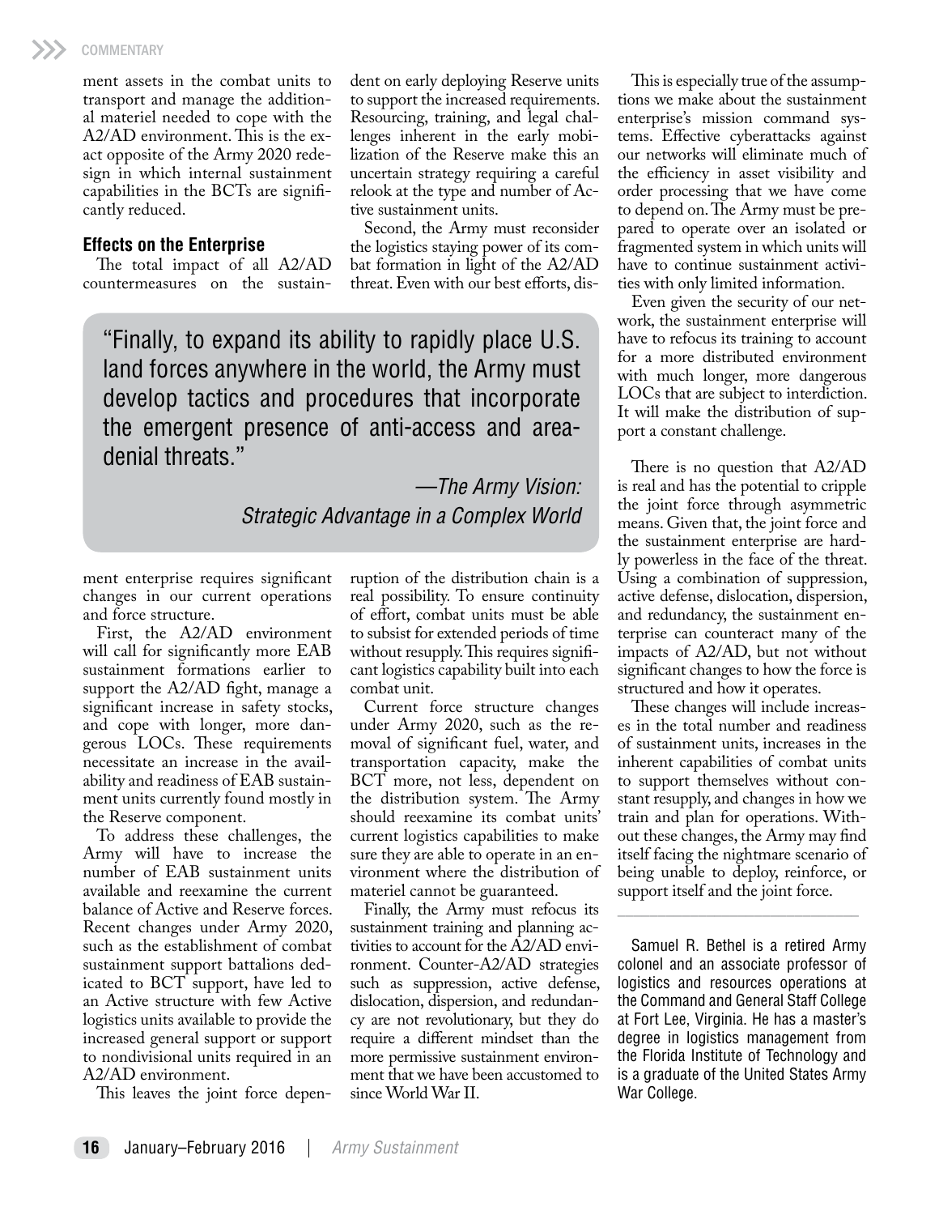ment assets in the combat units to transport and manage the additional materiel needed to cope with the A2/AD environment. This is the exact opposite of the Army 2020 redesign in which internal sustainment capabilities in the BCTs are significantly reduced.

### Effects on the Enterprise

The total impact of all A2/AD countermeasures on the sustainment enterprise requires significant changes in our current operations and force structure.

First, the A2/AD environment will call for significantly more EAB sustainment formations earlier to support the A2/AD fight, manage a significant increase in safety stocks, and cope with longer, more dangerous LOCs. These requirements necessitate an increase in the availability and readiness of EAB sustainment units currently found mostly in the Reserve component.

To address these challenges, the Army will have to increase the number of EAB sustainment units available and reexamine the current balance of Active and Reserve forces. Recent changes under Army 2020, such as the establishment of combat sustainment support battalions dedicated to BCT support, have led to an Active structure with few Active logistics units available to provide the increased general support or support to nondivisional units required in an A2/AD environment.

This leaves the joint force dependent on early deploying Reserve units to support the increased requirements. Resourcing, training, and legal challenges inherent in the early mobilization of the Reserve make this an uncertain strategy requiring a careful relook at the type and number of Active sustainment units.

Second, the Army must reconsider the logistics staying power of its combat formation in light of the A2/AD threat. Even with our best efforts, disruption of the distribution chain is a real possibility. To ensure continuity of effort, combat units must be able to subsist for extended periods of time without resupply. This requires significant logistics capability built into each combat unit.

Current force structure changes under Army 2020, such as the removal of significant fuel, water, and transportation capacity, make the BCT more, not less, dependent on the distribution system. The Army should reexamine its combat units' current logistics capabilities to make sure they are able to operate in an environment where the distribution of materiel cannot be guaranteed.

Finally, the Army must refocus its sustainment training and planning activities to account for the A2/AD environment. Counter-A2/AD strategies such as suppression, active defense, dislocation, dispersion, and redundancy are not revolutionary, but they do require a different mindset than the more permissive sustainment environment that we have been accustomed to since World War II.

> "Finally, to expand its ability to rapidly place U.S. land forces anywhere in the world, the Army must develop tactics and procedures that incorporate the emergent presence of anti-access and area-denial threats."
>
> —*The Army Vision: Strategic Advantage in a Complex World*

This is especially true of the assumptions we make about the sustainment enterprise's mission command systems. Effective cyberattacks against our networks will eliminate much of the efficiency in asset visibility and order processing that we have come to depend on. The Army must be prepared to operate over an isolated or fragmented system in which units will have to continue sustainment activities with only limited information.

Even given the security of our network, the sustainment enterprise will have to refocus its training to account for a more distributed environment with much longer, more dangerous LOCs that are subject to interdiction. It will make the distribution of support a constant challenge.

There is no question that A2/AD is real and has the potential to cripple the joint force through asymmetric means. Given that, the joint force and the sustainment enterprise are hardly powerless in the face of the threat. Using a combination of suppression, active defense, dislocation, dispersion, and redundancy, the sustainment enterprise can counteract many of the impacts of A2/AD, but not without significant changes to how the force is structured and how it operates.

These changes will include increases in the total number and readiness of sustainment units, increases in the inherent capabilities of combat units to support themselves without constant resupply, and changes in how we train and plan for operations. Without these changes, the Army may find itself facing the nightmare scenario of being unable to deploy, reinforce, or support itself and the joint force.

---

Samuel R. Bethel is a retired Army colonel and an associate professor of logistics and resources operations at the Command and General Staff College at Fort Lee, Virginia. He has a master's degree in logistics management from the Florida Institute of Technology and is a graduate of the United States Army War College.